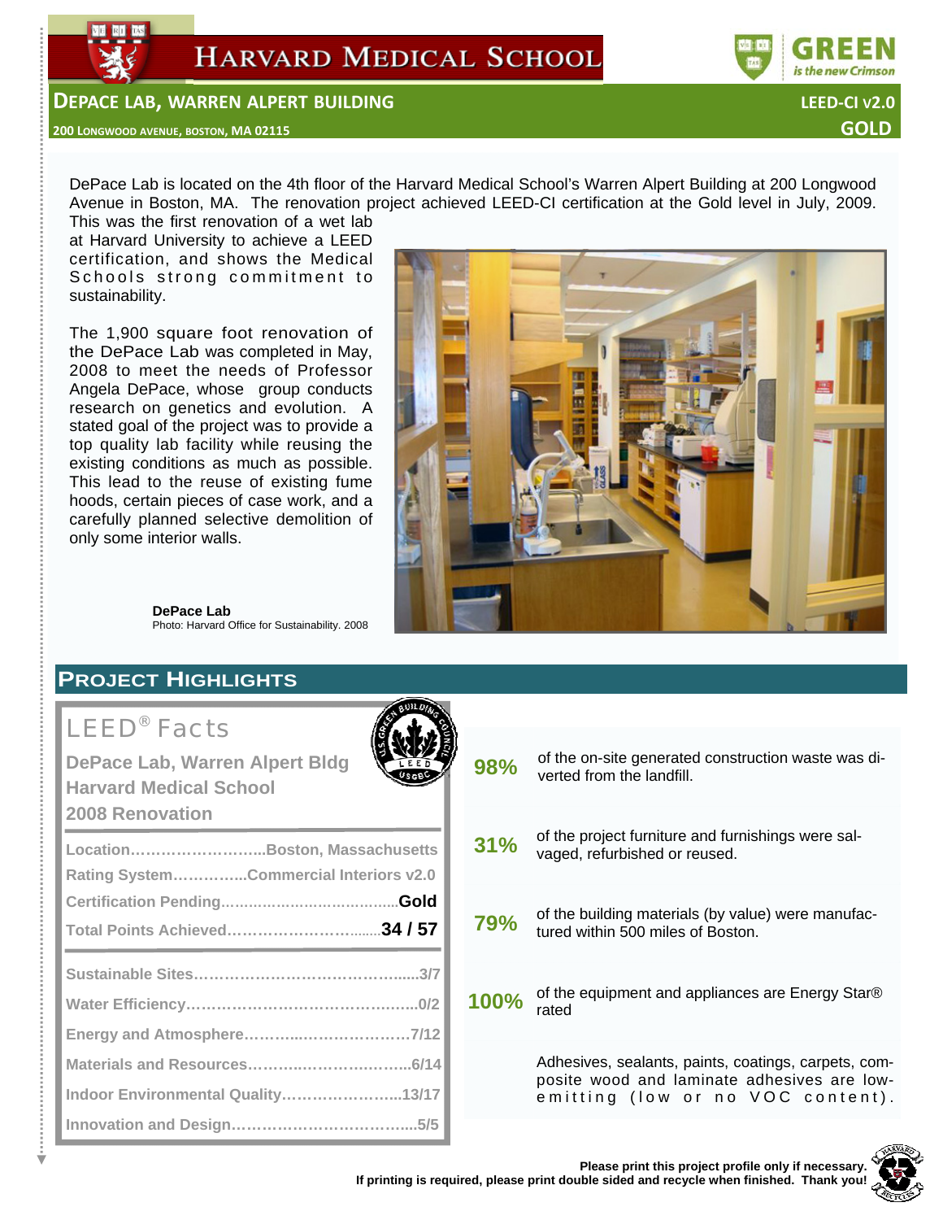# Harvard Medical School

GREEN is the new Crimson

## DePace Lab, Warren Alpert Building

**LEED-CI v2.0**
**GOLD**

200 Longwood Avenue, Boston, MA 02115

DePace Lab is located on the 4th floor of the Harvard Medical School's Warren Alpert Building at 200 Longwood Avenue in Boston, MA. The renovation project achieved LEED-CI certification at the Gold level in July, 2009. This was the first renovation of a wet lab at Harvard University to achieve a LEED certification, and shows the Medical Schools strong commitment to sustainability.

The 1,900 square foot renovation of the DePace Lab was completed in May, 2008 to meet the needs of Professor Angela DePace, whose group conducts research on genetics and evolution. A stated goal of the project was to provide a top quality lab facility while reusing the existing conditions as much as possible. This lead to the reuse of existing fume hoods, certain pieces of case work, and a carefully planned selective demolition of only some interior walls.

**DePace Lab**
Photo: Harvard Office for Sustainability. 2008

## Project Highlights

### LEED® Facts

**DePace Lab, Warren Alpert Bldg**
**Harvard Medical School**
**2008 Renovation**

| | |
|---|---|
| Location | Boston, Massachusetts |
| Rating System | Commercial Interiors v2.0 |
| Certification Pending | Gold |
| Total Points Achieved | 34 / 57 |

| | |
|---|---|
| Sustainable Sites | 3/7 |
| Water Efficiency | 0/2 |
| Energy and Atmosphere | 7/12 |
| Materials and Resources | 6/14 |
| Indoor Environmental Quality | 13/17 |
| Innovation and Design | 5/5 |

**98%** of the on-site generated construction waste was diverted from the landfill.

**31%** of the project furniture and furnishings were salvaged, refurbished or reused.

**79%** of the building materials (by value) were manufactured within 500 miles of Boston.

**100%** of the equipment and appliances are Energy Star® rated

Adhesives, sealants, paints, coatings, carpets, composite wood and laminate adhesives are low-emitting (low or no VOC content).

**Please print this project profile only if necessary.**
**If printing is required, please print double sided and recycle when finished. Thank you!**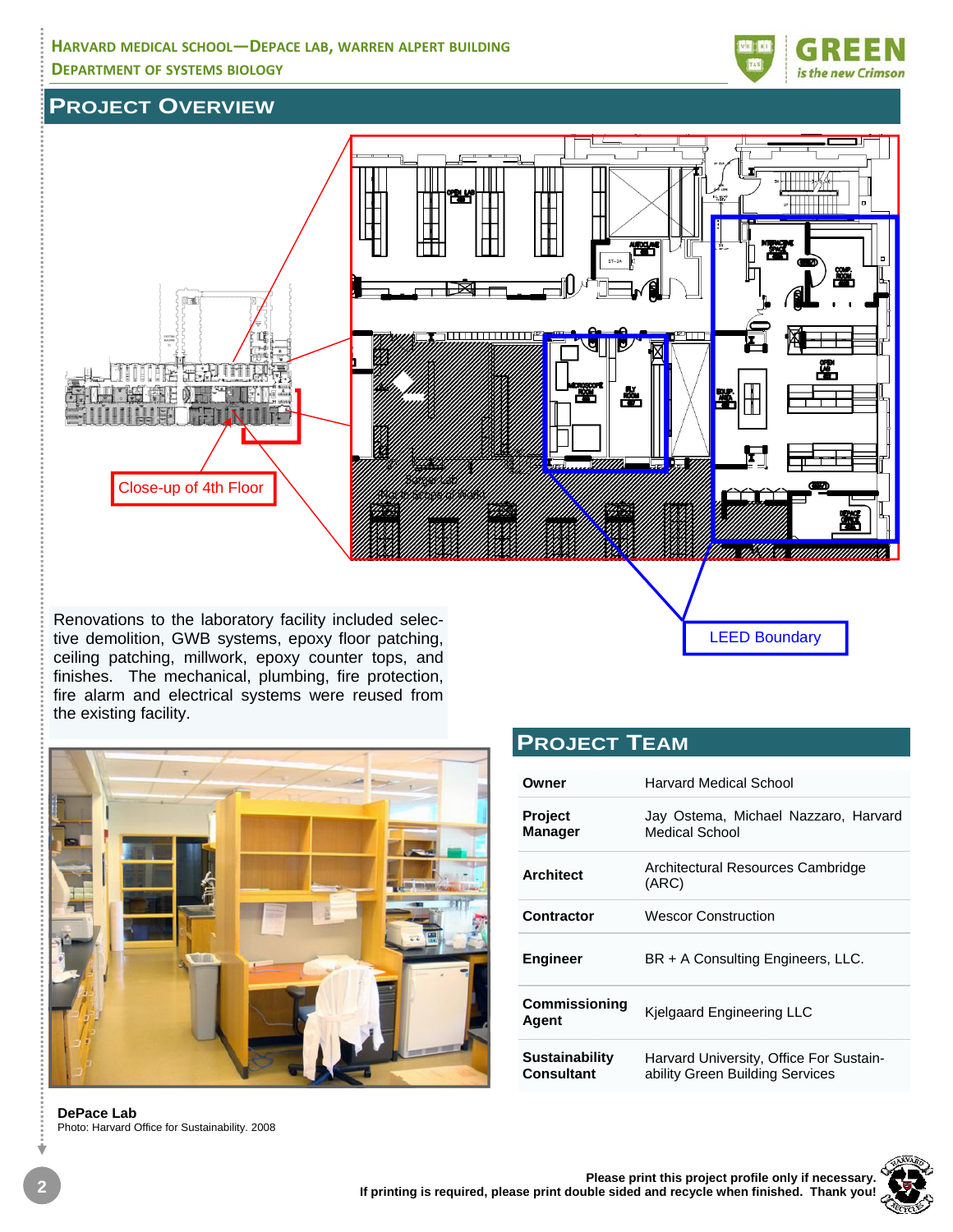## PROJECT OVERVIEW

Close-up of 4th Floor

LEED Boundary

Renovations to the laboratory facility included selective demolition, GWB systems, epoxy floor patching, ceiling patching, millwork, epoxy counter tops, and finishes. The mechanical, plumbing, fire protection, fire alarm and electrical systems were reused from the existing facility.

**DePace Lab**
Photo: Harvard Office for Sustainability. 2008

## PROJECT TEAM

| | |
|---|---|
| **Owner** | Harvard Medical School |
| **Project Manager** | Jay Ostema, Michael Nazzaro, Harvard Medical School |
| **Architect** | Architectural Resources Cambridge (ARC) |
| **Contractor** | Wescor Construction |
| **Engineer** | BR + A Consulting Engineers, LLC. |
| **Commissioning Agent** | Kjelgaard Engineering LLC |
| **Sustainability Consultant** | Harvard University, Office For Sustainability Green Building Services |

**Please print this project profile only if necessary.**
**If printing is required, please print double sided and recycle when finished. Thank you!**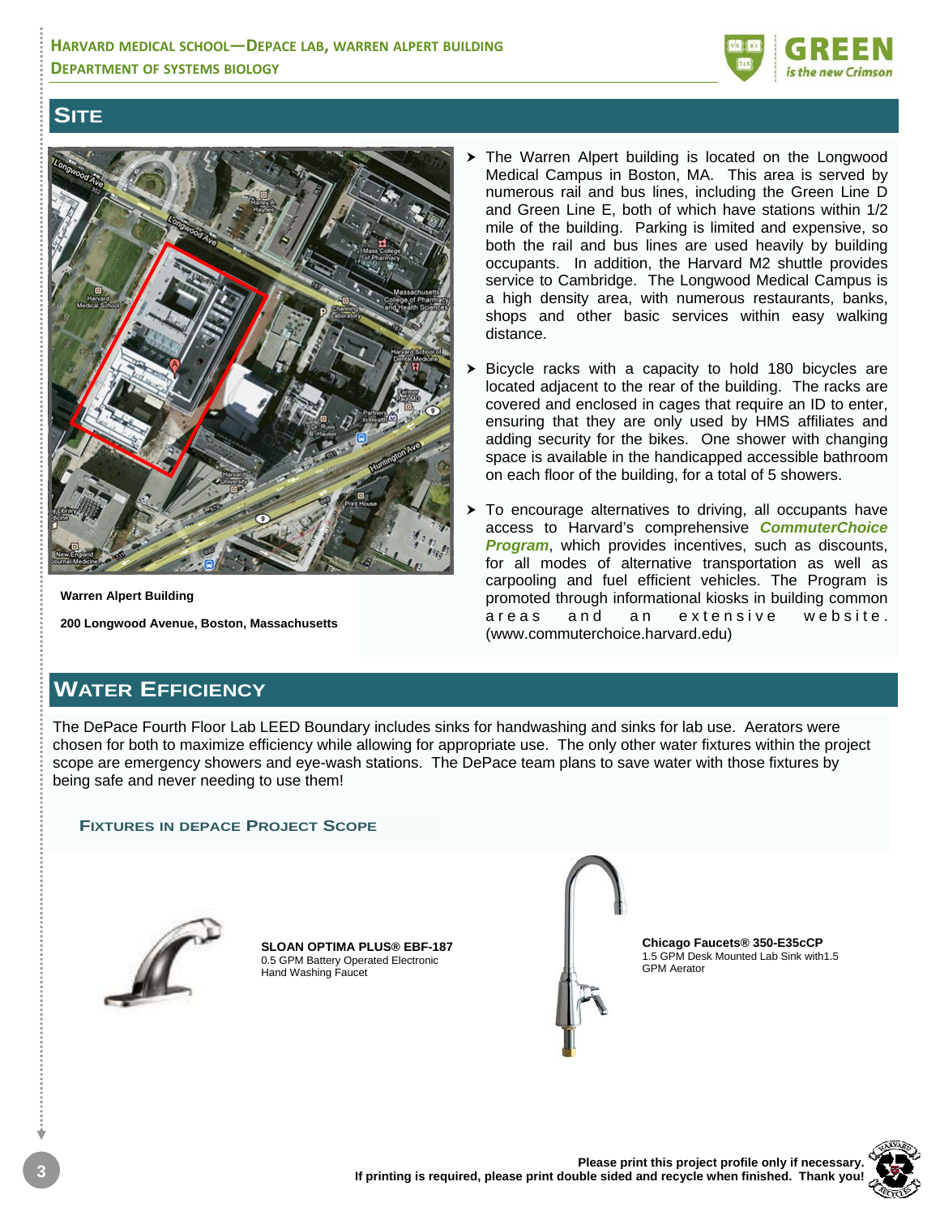## Site

Warren Alpert Building

200 Longwood Avenue, Boston, Massachusetts

- The Warren Alpert building is located on the Longwood Medical Campus in Boston, MA. This area is served by numerous rail and bus lines, including the Green Line D and Green Line E, both of which have stations within 1/2 mile of the building. Parking is limited and expensive, so both the rail and bus lines are used heavily by building occupants. In addition, the Harvard M2 shuttle provides service to Cambridge. The Longwood Medical Campus is a high density area, with numerous restaurants, banks, shops and other basic services within easy walking distance.
- Bicycle racks with a capacity to hold 180 bicycles are located adjacent to the rear of the building. The racks are covered and enclosed in cages that require an ID to enter, ensuring that they are only used by HMS affiliates and adding security for the bikes. One shower with changing space is available in the handicapped accessible bathroom on each floor of the building, for a total of 5 showers.
- To encourage alternatives to driving, all occupants have access to Harvard's comprehensive ***CommuterChoice Program***, which provides incentives, such as discounts, for all modes of alternative transportation as well as carpooling and fuel efficient vehicles. The Program is promoted through informational kiosks in building common areas and an extensive website. (www.commuterchoice.harvard.edu)

## Water Efficiency

The DePace Fourth Floor Lab LEED Boundary includes sinks for handwashing and sinks for lab use. Aerators were chosen for both to maximize efficiency while allowing for appropriate use. The only other water fixtures within the project scope are emergency showers and eye-wash stations. The DePace team plans to save water with those fixtures by being safe and never needing to use them!

### Fixtures in DePace Project Scope

**SLOAN OPTIMA PLUS® EBF-187**
0.5 GPM Battery Operated Electronic Hand Washing Faucet

**Chicago Faucets® 350-E35cCP**
1.5 GPM Desk Mounted Lab Sink with1.5 GPM Aerator

**Please print this project profile only if necessary.**
**If printing is required, please print double sided and recycle when finished. Thank you!**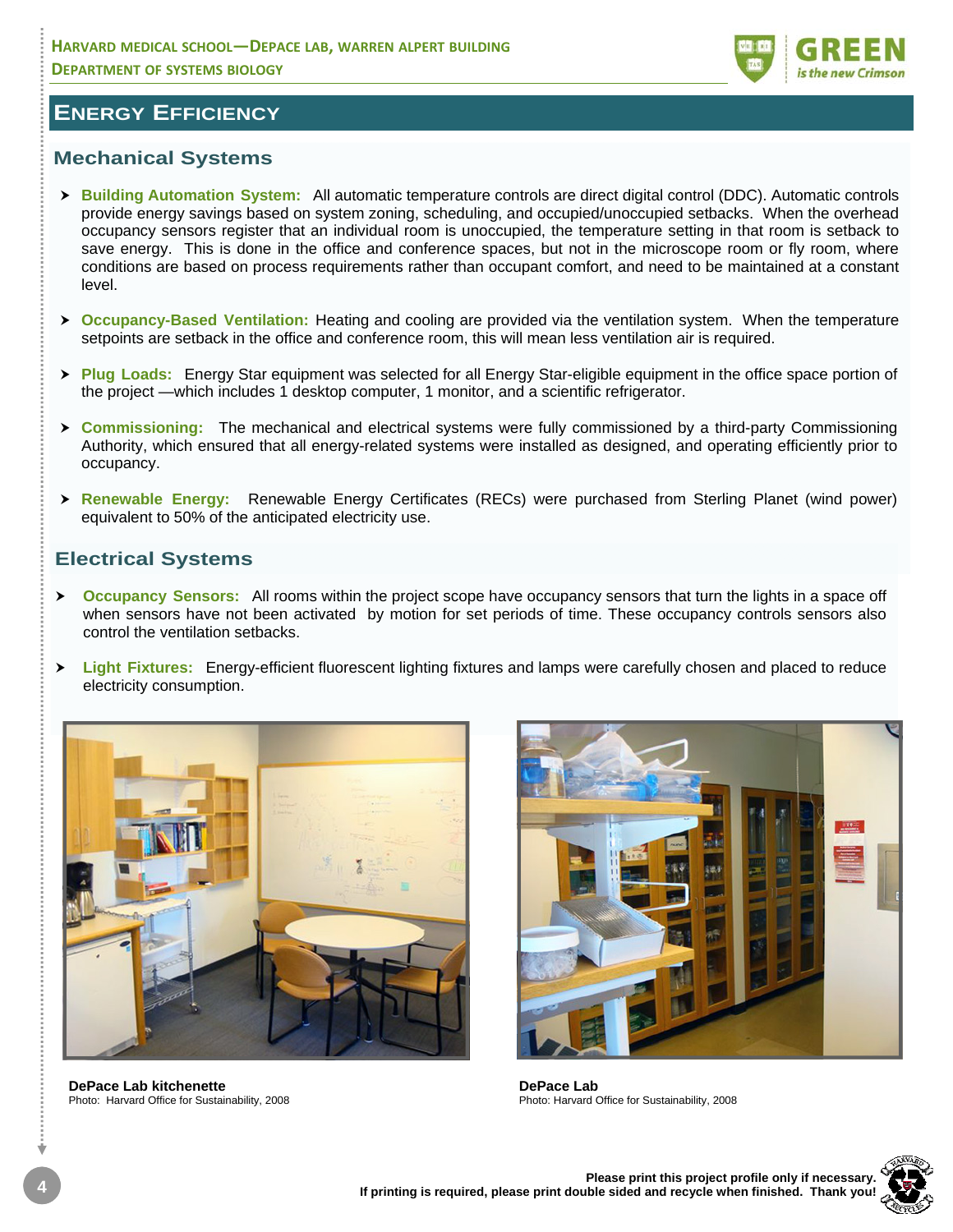# Energy Efficiency

## Mechanical Systems

- **Building Automation System:** All automatic temperature controls are direct digital control (DDC). Automatic controls provide energy savings based on system zoning, scheduling, and occupied/unoccupied setbacks. When the overhead occupancy sensors register that an individual room is unoccupied, the temperature setting in that room is setback to save energy. This is done in the office and conference spaces, but not in the microscope room or fly room, where conditions are based on process requirements rather than occupant comfort, and need to be maintained at a constant level.

- **Occupancy-Based Ventilation:** Heating and cooling are provided via the ventilation system. When the temperature setpoints are setback in the office and conference room, this will mean less ventilation air is required.

- **Plug Loads:** Energy Star equipment was selected for all Energy Star-eligible equipment in the office space portion of the project —which includes 1 desktop computer, 1 monitor, and a scientific refrigerator.

- **Commissioning:** The mechanical and electrical systems were fully commissioned by a third-party Commissioning Authority, which ensured that all energy-related systems were installed as designed, and operating efficiently prior to occupancy.

- **Renewable Energy:** Renewable Energy Certificates (RECs) were purchased from Sterling Planet (wind power) equivalent to 50% of the anticipated electricity use.

## Electrical Systems

- **Occupancy Sensors:** All rooms within the project scope have occupancy sensors that turn the lights in a space off when sensors have not been activated by motion for set periods of time. These occupancy controls sensors also control the ventilation setbacks.

- **Light Fixtures:** Energy-efficient fluorescent lighting fixtures and lamps were carefully chosen and placed to reduce electricity consumption.

**DePace Lab kitchenette**
Photo: Harvard Office for Sustainability, 2008

**DePace Lab**
Photo: Harvard Office for Sustainability, 2008

**Please print this project profile only if necessary.**
**If printing is required, please print double sided and recycle when finished. Thank you!**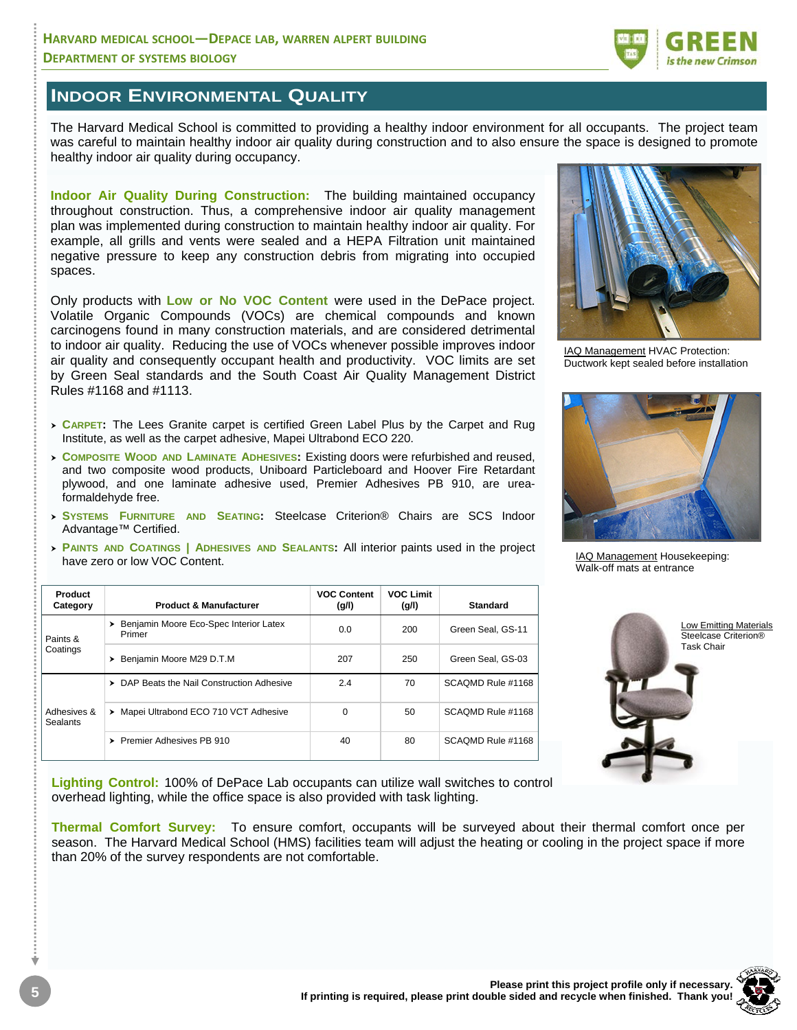# INDOOR ENVIRONMENTAL QUALITY

The Harvard Medical School is committed to providing a healthy indoor environment for all occupants. The project team was careful to maintain healthy indoor air quality during construction and to also ensure the space is designed to promote healthy indoor air quality during occupancy.

**Indoor Air Quality During Construction:** The building maintained occupancy throughout construction. Thus, a comprehensive indoor air quality management plan was implemented during construction to maintain healthy indoor air quality. For example, all grills and vents were sealed and a HEPA Filtration unit maintained negative pressure to keep any construction debris from migrating into occupied spaces.

Only products with **Low or No VOC Content** were used in the DePace project. Volatile Organic Compounds (VOCs) are chemical compounds and known carcinogens found in many construction materials, and are considered detrimental to indoor air quality. Reducing the use of VOCs whenever possible improves indoor air quality and consequently occupant health and productivity. VOC limits are set by Green Seal standards and the South Coast Air Quality Management District Rules #1168 and #1113.

- **CARPET:** The Lees Granite carpet is certified Green Label Plus by the Carpet and Rug Institute, as well as the carpet adhesive, Mapei Ultrabond ECO 220.
- **COMPOSITE WOOD AND LAMINATE ADHESIVES:** Existing doors were refurbished and reused, and two composite wood products, Uniboard Particleboard and Hoover Fire Retardant plywood, and one laminate adhesive used, Premier Adhesives PB 910, are urea-formaldehyde free.
- **SYSTEMS FURNITURE AND SEATING:** Steelcase Criterion® Chairs are SCS Indoor Advantage™ Certified.
- **PAINTS AND COATINGS | ADHESIVES AND SEALANTS:** All interior paints used in the project have zero or low VOC Content.

IAQ Management HVAC Protection: Ductwork kept sealed before installation

IAQ Management Housekeeping: Walk-off mats at entrance

Low Emitting Materials Steelcase Criterion® Task Chair

| Product Category | Product & Manufacturer | VOC Content (g/l) | VOC Limit (g/l) | Standard |
|---|---|---|---|---|
| Paints & Coatings | Benjamin Moore Eco-Spec Interior Latex Primer | 0.0 | 200 | Green Seal, GS-11 |
| | Benjamin Moore M29 D.T.M | 207 | 250 | Green Seal, GS-03 |
| Adhesives & Sealants | DAP Beats the Nail Construction Adhesive | 2.4 | 70 | SCAQMD Rule #1168 |
| | Mapei Ultrabond ECO 710 VCT Adhesive | 0 | 50 | SCAQMD Rule #1168 |
| | Premier Adhesives PB 910 | 40 | 80 | SCAQMD Rule #1168 |

**Lighting Control:** 100% of DePace Lab occupants can utilize wall switches to control overhead lighting, while the office space is also provided with task lighting.

**Thermal Comfort Survey:** To ensure comfort, occupants will be surveyed about their thermal comfort once per season. The Harvard Medical School (HMS) facilities team will adjust the heating or cooling in the project space if more than 20% of the survey respondents are not comfortable.

**Please print this project profile only if necessary.**
**If printing is required, please print double sided and recycle when finished. Thank you!**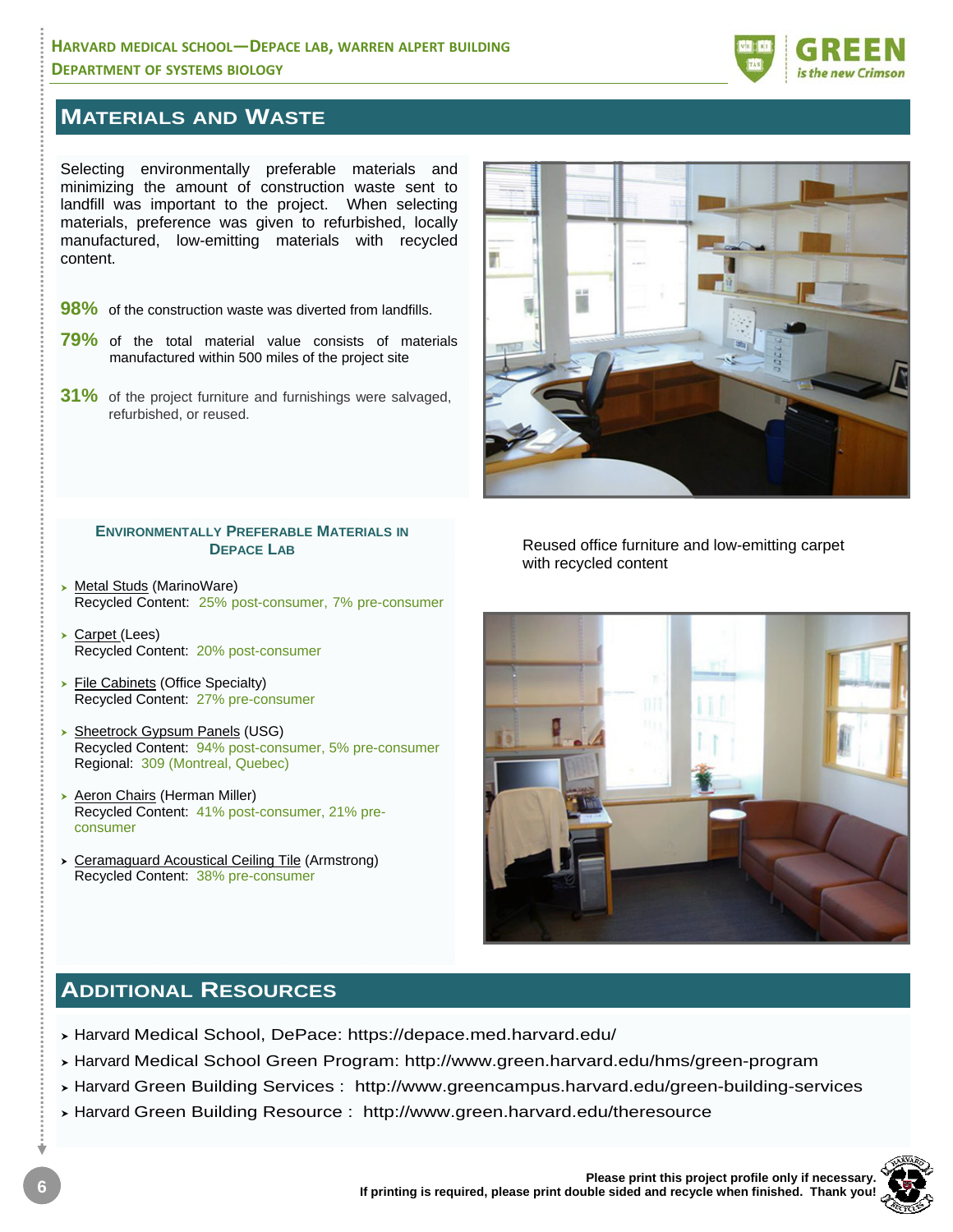## Materials and Waste

Selecting environmentally preferable materials and minimizing the amount of construction waste sent to landfill was important to the project. When selecting materials, preference was given to refurbished, locally manufactured, low-emitting materials with recycled content.

**98%** of the construction waste was diverted from landfills.

**79%** of the total material value consists of materials manufactured within 500 miles of the project site

**31%** of the project furniture and furnishings were salvaged, refurbished, or reused.

Reused office furniture and low-emitting carpet with recycled content

### Environmentally Preferable Materials in DePace Lab

- Metal Studs (MarinoWare)
  Recycled Content: 25% post-consumer, 7% pre-consumer
- Carpet (Lees)
  Recycled Content: 20% post-consumer
- File Cabinets (Office Specialty)
  Recycled Content: 27% pre-consumer
- Sheetrock Gypsum Panels (USG)
  Recycled Content: 94% post-consumer, 5% pre-consumer
  Regional: 309 (Montreal, Quebec)
- Aeron Chairs (Herman Miller)
  Recycled Content: 41% post-consumer, 21% pre-consumer
- Ceramaguard Acoustical Ceiling Tile (Armstrong)
  Recycled Content: 38% pre-consumer

## Additional Resources

- Harvard Medical School, DePace: https://depace.med.harvard.edu/
- Harvard Medical School Green Program: http://www.green.harvard.edu/hms/green-program
- Harvard Green Building Services : http://www.greencampus.harvard.edu/green-building-services
- Harvard Green Building Resource : http://www.green.harvard.edu/theresource

**Please print this project profile only if necessary.**
**If printing is required, please print double sided and recycle when finished. Thank you!**